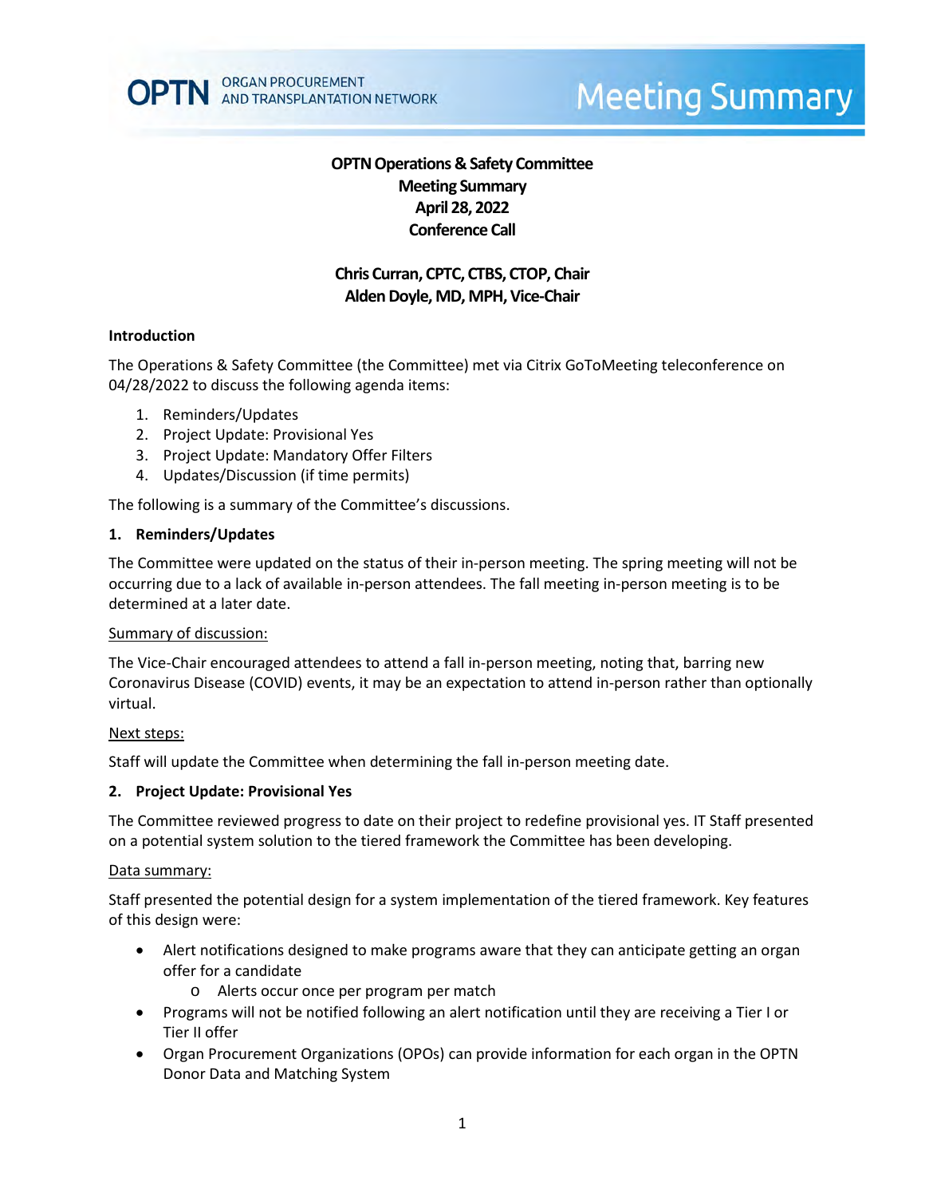**OPTN Operations & Safety Committee**
**Meeting Summary**
**April 28, 2022**
**Conference Call**

**Chris Curran, CPTC, CTBS, CTOP, Chair**
**Alden Doyle, MD, MPH, Vice-Chair**

## Introduction

The Operations & Safety Committee (the Committee) met via Citrix GoToMeeting teleconference on 04/28/2022 to discuss the following agenda items:

1. Reminders/Updates
2. Project Update: Provisional Yes
3. Project Update: Mandatory Offer Filters
4. Updates/Discussion (if time permits)

The following is a summary of the Committee's discussions.

## 1. Reminders/Updates

The Committee were updated on the status of their in-person meeting. The spring meeting will not be occurring due to a lack of available in-person attendees. The fall meeting in-person meeting is to be determined at a later date.

Summary of discussion:

The Vice-Chair encouraged attendees to attend a fall in-person meeting, noting that, barring new Coronavirus Disease (COVID) events, it may be an expectation to attend in-person rather than optionally virtual.

Next steps:

Staff will update the Committee when determining the fall in-person meeting date.

## 2. Project Update: Provisional Yes

The Committee reviewed progress to date on their project to redefine provisional yes. IT Staff presented on a potential system solution to the tiered framework the Committee has been developing.

Data summary:

Staff presented the potential design for a system implementation of the tiered framework. Key features of this design were:

- Alert notifications designed to make programs aware that they can anticipate getting an organ offer for a candidate
  - Alerts occur once per program per match
- Programs will not be notified following an alert notification until they are receiving a Tier I or Tier II offer
- Organ Procurement Organizations (OPOs) can provide information for each organ in the OPTN Donor Data and Matching System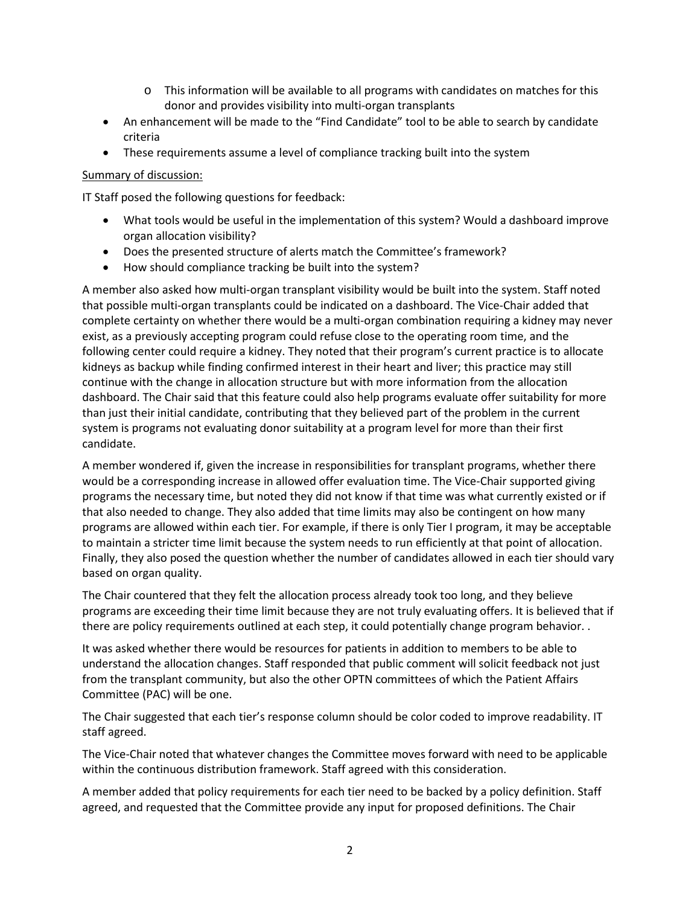- This information will be available to all programs with candidates on matches for this donor and provides visibility into multi-organ transplants
- An enhancement will be made to the "Find Candidate" tool to be able to search by candidate criteria
- These requirements assume a level of compliance tracking built into the system

Summary of discussion:

IT Staff posed the following questions for feedback:

- What tools would be useful in the implementation of this system? Would a dashboard improve organ allocation visibility?
- Does the presented structure of alerts match the Committee's framework?
- How should compliance tracking be built into the system?

A member also asked how multi-organ transplant visibility would be built into the system. Staff noted that possible multi-organ transplants could be indicated on a dashboard. The Vice-Chair added that complete certainty on whether there would be a multi-organ combination requiring a kidney may never exist, as a previously accepting program could refuse close to the operating room time, and the following center could require a kidney. They noted that their program's current practice is to allocate kidneys as backup while finding confirmed interest in their heart and liver; this practice may still continue with the change in allocation structure but with more information from the allocation dashboard. The Chair said that this feature could also help programs evaluate offer suitability for more than just their initial candidate, contributing that they believed part of the problem in the current system is programs not evaluating donor suitability at a program level for more than their first candidate.

A member wondered if, given the increase in responsibilities for transplant programs, whether there would be a corresponding increase in allowed offer evaluation time. The Vice-Chair supported giving programs the necessary time, but noted they did not know if that time was what currently existed or if that also needed to change. They also added that time limits may also be contingent on how many programs are allowed within each tier. For example, if there is only Tier I program, it may be acceptable to maintain a stricter time limit because the system needs to run efficiently at that point of allocation. Finally, they also posed the question whether the number of candidates allowed in each tier should vary based on organ quality.

The Chair countered that they felt the allocation process already took too long, and they believe programs are exceeding their time limit because they are not truly evaluating offers. It is believed that if there are policy requirements outlined at each step, it could potentially change program behavior. .

It was asked whether there would be resources for patients in addition to members to be able to understand the allocation changes. Staff responded that public comment will solicit feedback not just from the transplant community, but also the other OPTN committees of which the Patient Affairs Committee (PAC) will be one.

The Chair suggested that each tier's response column should be color coded to improve readability. IT staff agreed.

The Vice-Chair noted that whatever changes the Committee moves forward with need to be applicable within the continuous distribution framework. Staff agreed with this consideration.

A member added that policy requirements for each tier need to be backed by a policy definition. Staff agreed, and requested that the Committee provide any input for proposed definitions. The Chair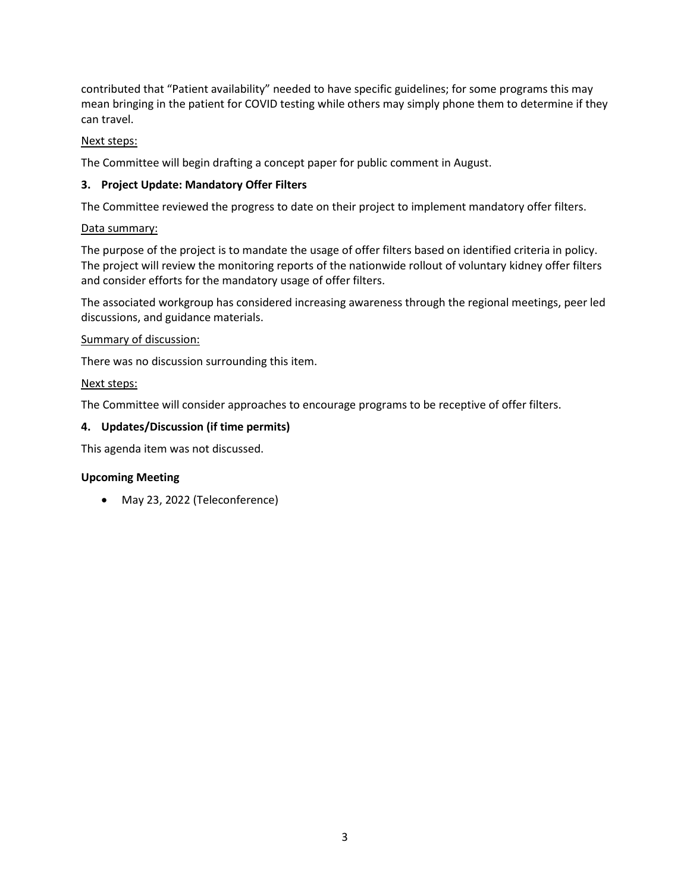contributed that "Patient availability" needed to have specific guidelines; for some programs this may mean bringing in the patient for COVID testing while others may simply phone them to determine if they can travel.

Next steps:

The Committee will begin drafting a concept paper for public comment in August.

### 3. Project Update: Mandatory Offer Filters

The Committee reviewed the progress to date on their project to implement mandatory offer filters.

Data summary:

The purpose of the project is to mandate the usage of offer filters based on identified criteria in policy. The project will review the monitoring reports of the nationwide rollout of voluntary kidney offer filters and consider efforts for the mandatory usage of offer filters.

The associated workgroup has considered increasing awareness through the regional meetings, peer led discussions, and guidance materials.

Summary of discussion:

There was no discussion surrounding this item.

Next steps:

The Committee will consider approaches to encourage programs to be receptive of offer filters.

### 4. Updates/Discussion (if time permits)

This agenda item was not discussed.

### Upcoming Meeting

- May 23, 2022 (Teleconference)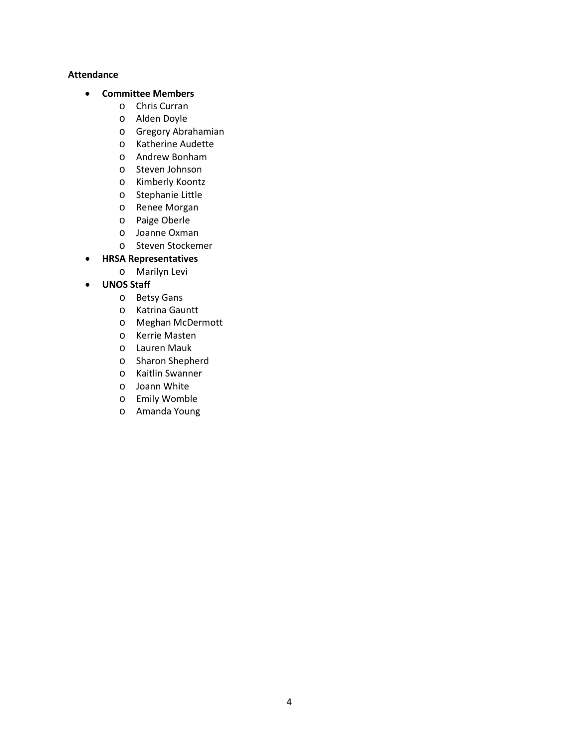**Attendance**

- **Committee Members**
  - Chris Curran
  - Alden Doyle
  - Gregory Abrahamian
  - Katherine Audette
  - Andrew Bonham
  - Steven Johnson
  - Kimberly Koontz
  - Stephanie Little
  - Renee Morgan
  - Paige Oberle
  - Joanne Oxman
  - Steven Stockemer
- **HRSA Representatives**
  - Marilyn Levi
- **UNOS Staff**
  - Betsy Gans
  - Katrina Gauntt
  - Meghan McDermott
  - Kerrie Masten
  - Lauren Mauk
  - Sharon Shepherd
  - Kaitlin Swanner
  - Joann White
  - Emily Womble
  - Amanda Young